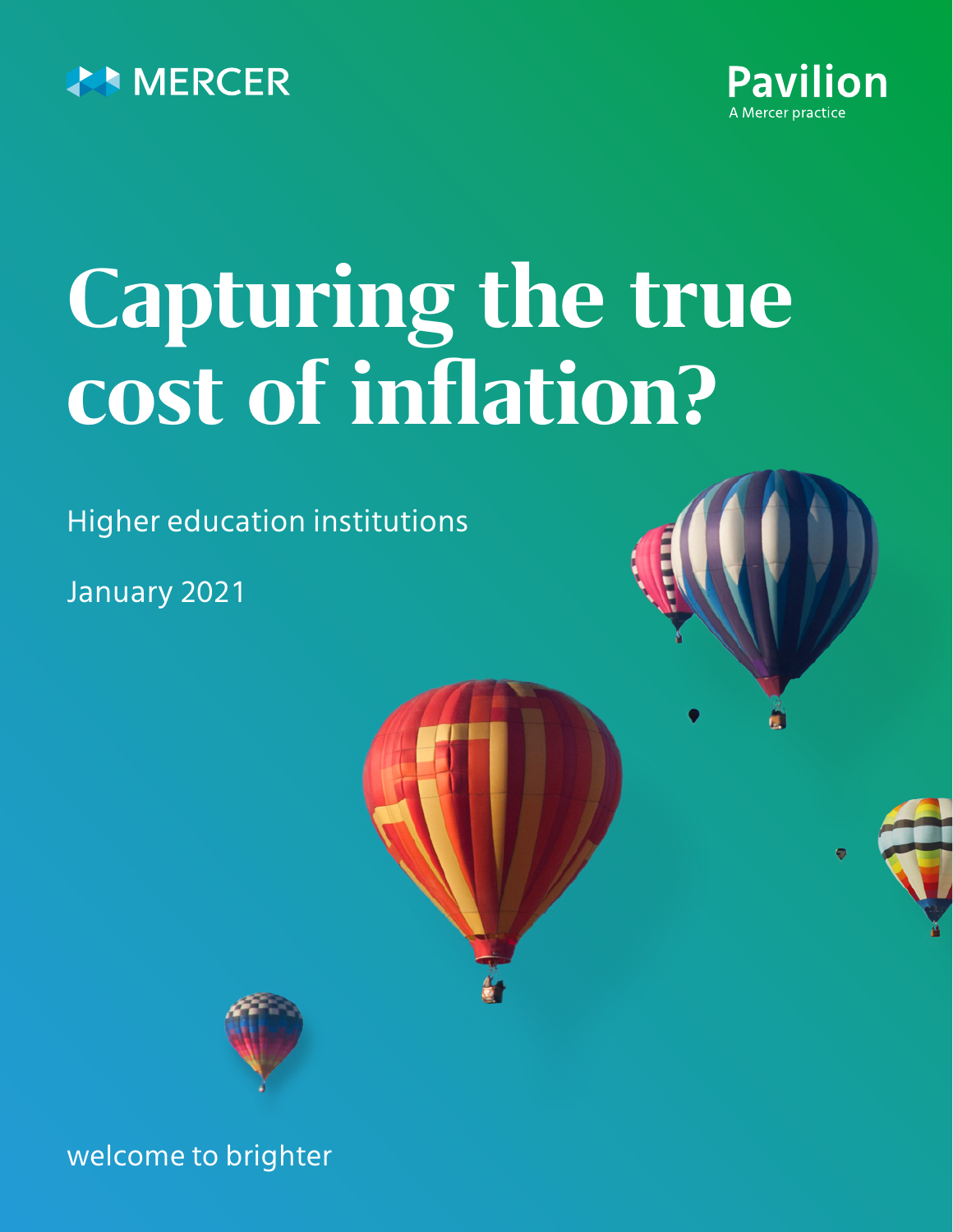MERCER

Pavilion
A Mercer practice

# Capturing the true cost of inflation?

Higher education institutions

January 2021

welcome to brighter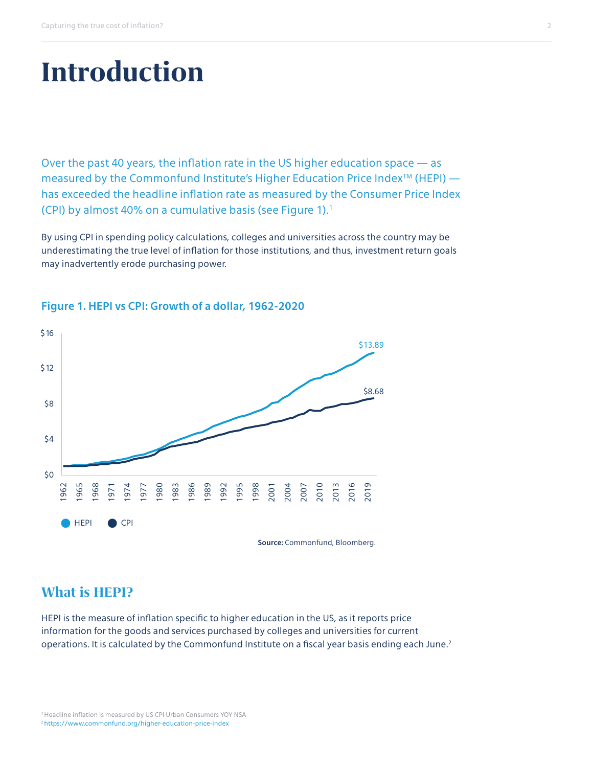# Introduction

Over the past 40 years, the inflation rate in the US higher education space — as measured by the Commonfund Institute's Higher Education Price Index™ (HEPI) — has exceeded the headline inflation rate as measured by the Consumer Price Index (CPI) by almost 40% on a cumulative basis (see Figure 1).[1]

By using CPI in spending policy calculations, colleges and universities across the country may be underestimating the true level of inflation for those institutions, and thus, investment return goals may inadvertently erode purchasing power.

**Figure 1. HEPI vs CPI: Growth of a dollar, 1962-2020**

**Source:** Commonfund, Bloomberg.

## What is HEPI?

HEPI is the measure of inflation specific to higher education in the US, as it reports price information for the goods and services purchased by colleges and universities for current operations. It is calculated by the Commonfund Institute on a fiscal year basis ending each June.[2]

[1] Headline inflation is measured by US CPI Urban Consumers YOY NSA
[2] https://www.commonfund.org/higher-education-price-index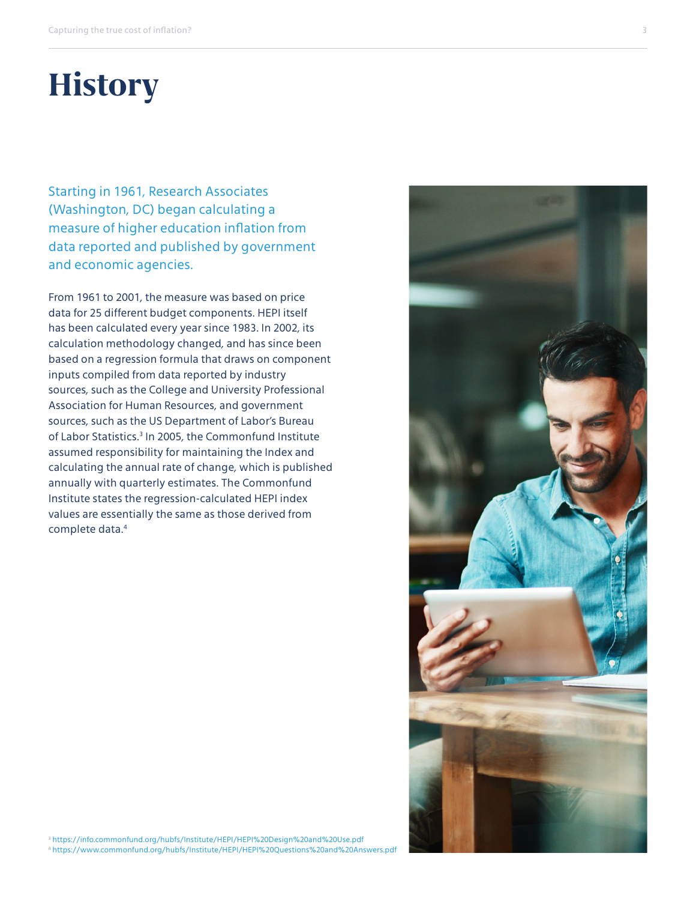# History

Starting in 1961, Research Associates (Washington, DC) began calculating a measure of higher education inflation from data reported and published by government and economic agencies.

From 1961 to 2001, the measure was based on price data for 25 different budget components. HEPI itself has been calculated every year since 1983. In 2002, its calculation methodology changed, and has since been based on a regression formula that draws on component inputs compiled from data reported by industry sources, such as the College and University Professional Association for Human Resources, and government sources, such as the US Department of Labor's Bureau of Labor Statistics.[3] In 2005, the Commonfund Institute assumed responsibility for maintaining the Index and calculating the annual rate of change, which is published annually with quarterly estimates. The Commonfund Institute states the regression-calculated HEPI index values are essentially the same as those derived from complete data.[4]

[3] https://info.commonfund.org/hubfs/Institute/HEPI/HEPI%20Design%20and%20Use.pdf
[4] https://www.commonfund.org/hubfs/Institute/HEPI/HEPI%20Questions%20and%20Answers.pdf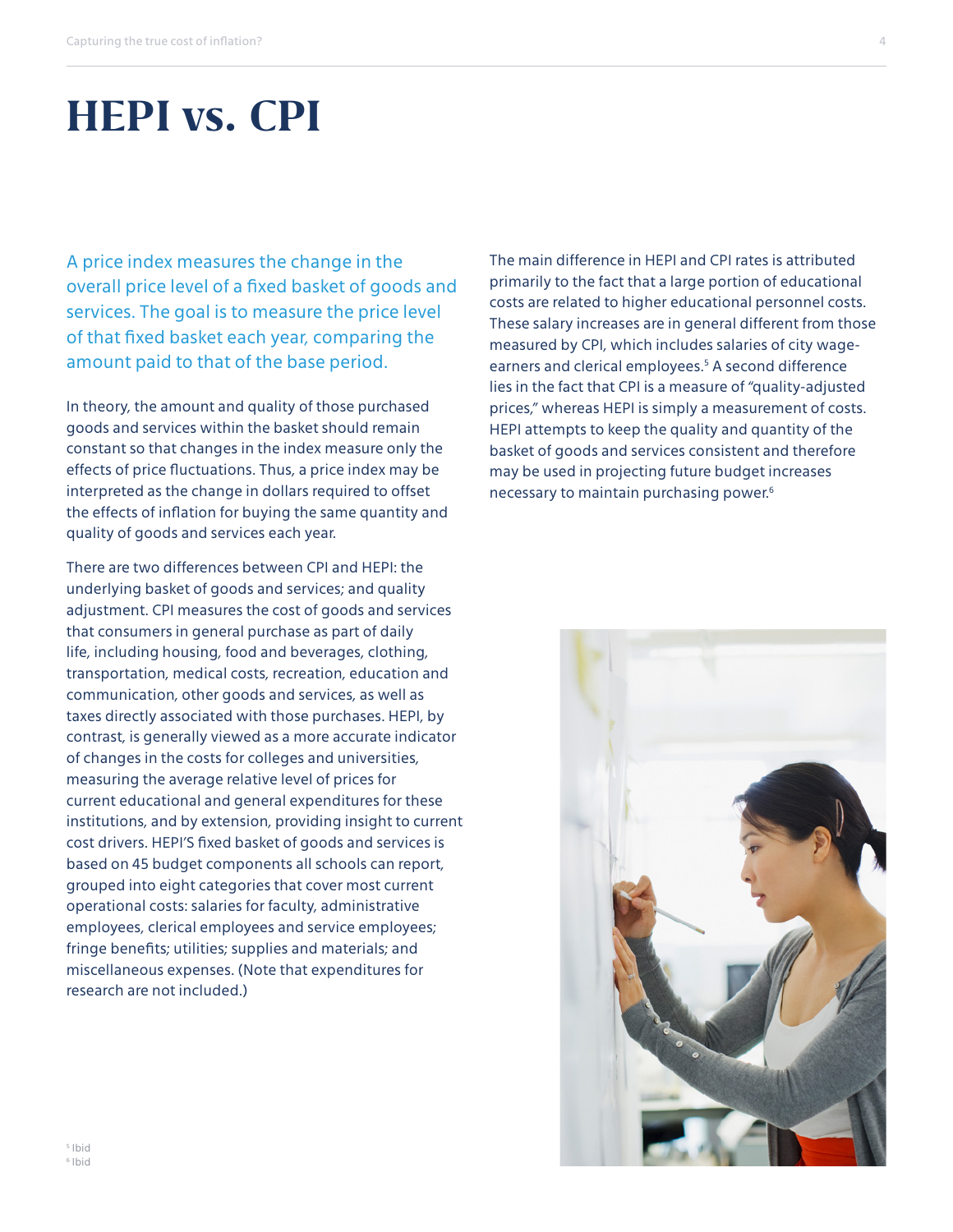# HEPI vs. CPI

A price index measures the change in the overall price level of a fixed basket of goods and services. The goal is to measure the price level of that fixed basket each year, comparing the amount paid to that of the base period.

In theory, the amount and quality of those purchased goods and services within the basket should remain constant so that changes in the index measure only the effects of price fluctuations. Thus, a price index may be interpreted as the change in dollars required to offset the effects of inflation for buying the same quantity and quality of goods and services each year.

There are two differences between CPI and HEPI: the underlying basket of goods and services; and quality adjustment. CPI measures the cost of goods and services that consumers in general purchase as part of daily life, including housing, food and beverages, clothing, transportation, medical costs, recreation, education and communication, other goods and services, as well as taxes directly associated with those purchases. HEPI, by contrast, is generally viewed as a more accurate indicator of changes in the costs for colleges and universities, measuring the average relative level of prices for current educational and general expenditures for these institutions, and by extension, providing insight to current cost drivers. HEPI'S fixed basket of goods and services is based on 45 budget components all schools can report, grouped into eight categories that cover most current operational costs: salaries for faculty, administrative employees, clerical employees and service employees; fringe benefits; utilities; supplies and materials; and miscellaneous expenses. (Note that expenditures for research are not included.)

The main difference in HEPI and CPI rates is attributed primarily to the fact that a large portion of educational costs are related to higher educational personnel costs. These salary increases are in general different from those measured by CPI, which includes salaries of city wage-earners and clerical employees.[5] A second difference lies in the fact that CPI is a measure of "quality-adjusted prices," whereas HEPI is simply a measurement of costs. HEPI attempts to keep the quality and quantity of the basket of goods and services consistent and therefore may be used in projecting future budget increases necessary to maintain purchasing power.[6]

[5] Ibid
[6] Ibid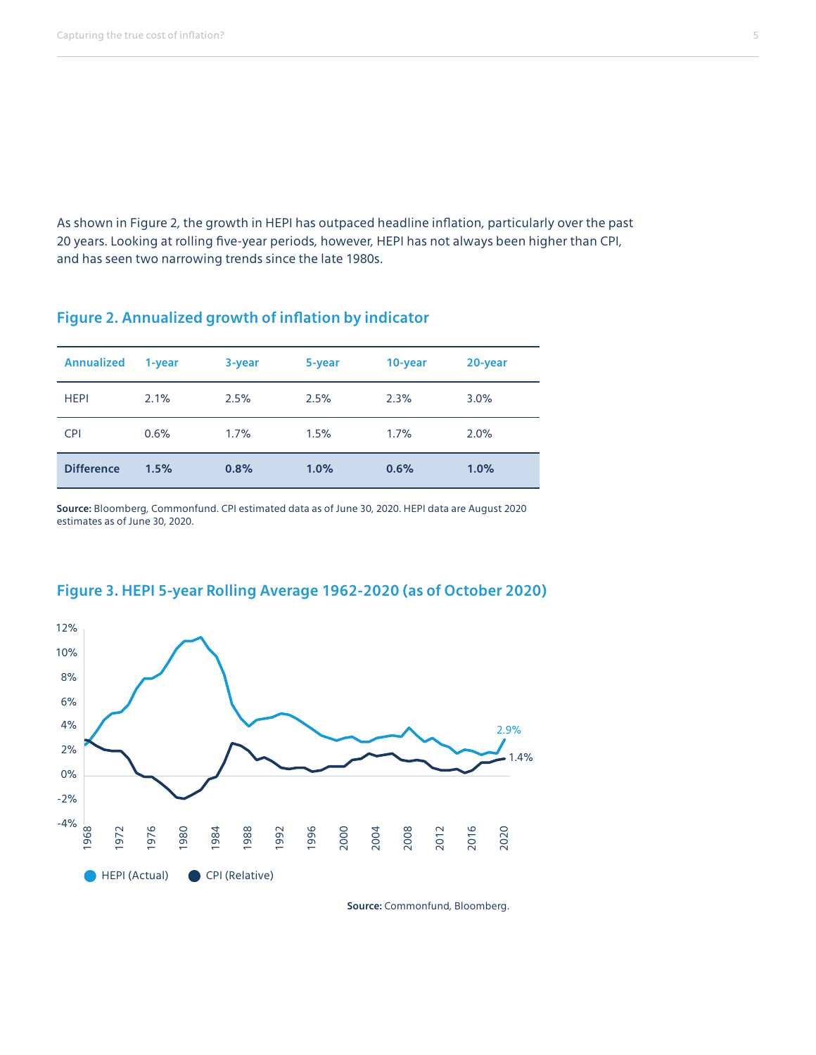As shown in Figure 2, the growth in HEPI has outpaced headline inflation, particularly over the past 20 years. Looking at rolling five-year periods, however, HEPI has not always been higher than CPI, and has seen two narrowing trends since the late 1980s.

## Figure 2. Annualized growth of inflation by indicator

| Annualized | 1-year | 3-year | 5-year | 10-year | 20-year |
|---|---|---|---|---|---|
| HEPI | 2.1% | 2.5% | 2.5% | 2.3% | 3.0% |
| CPI | 0.6% | 1.7% | 1.5% | 1.7% | 2.0% |
| **Difference** | **1.5%** | **0.8%** | **1.0%** | **0.6%** | **1.0%** |

**Source:** Bloomberg, Commonfund. CPI estimated data as of June 30, 2020. HEPI data are August 2020 estimates as of June 30, 2020.

## Figure 3. HEPI 5-year Rolling Average 1962-2020 (as of October 2020)

**Source:** Commonfund, Bloomberg.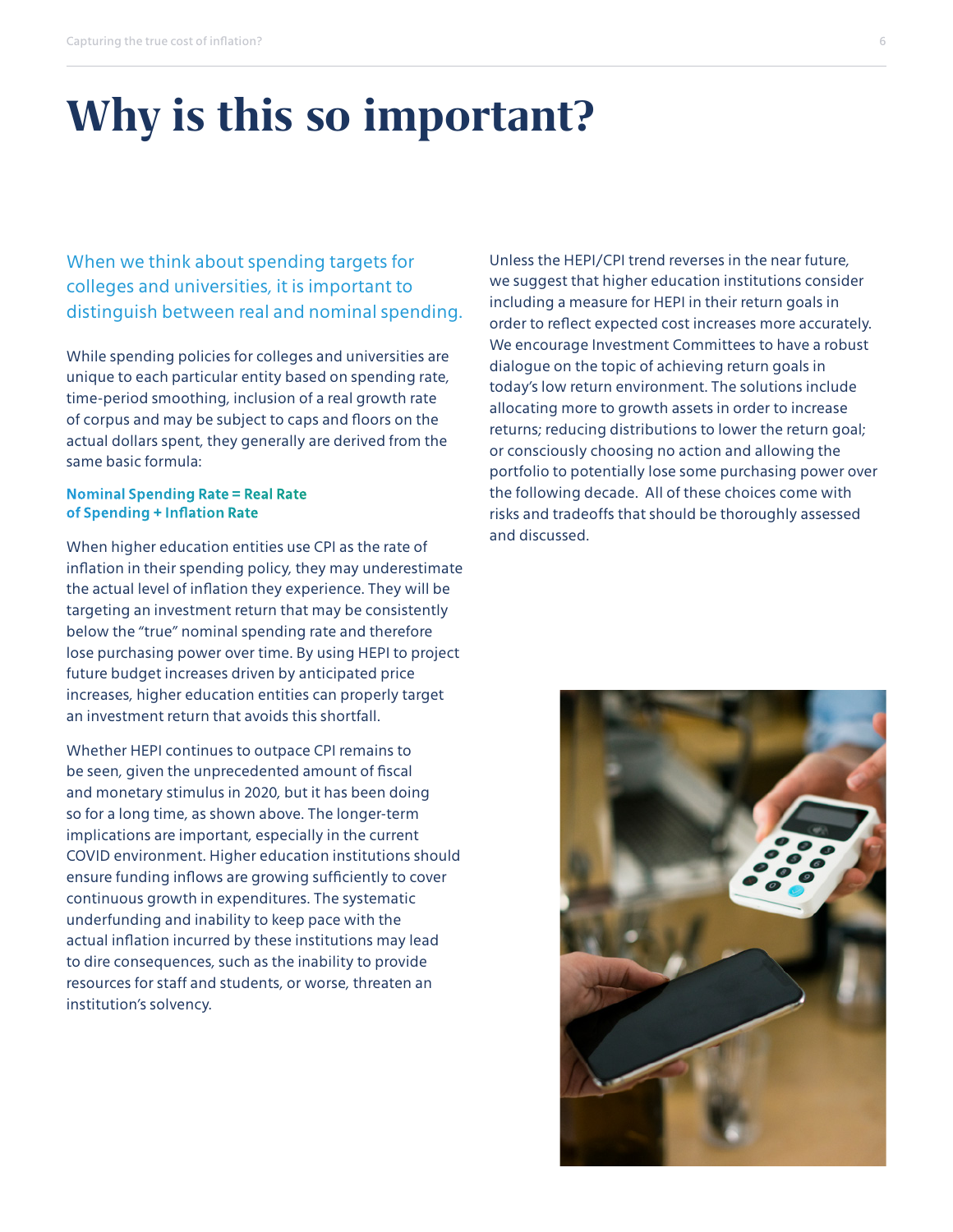# Why is this so important?

When we think about spending targets for colleges and universities, it is important to distinguish between real and nominal spending.

While spending policies for colleges and universities are unique to each particular entity based on spending rate, time-period smoothing, inclusion of a real growth rate of corpus and may be subject to caps and floors on the actual dollars spent, they generally are derived from the same basic formula:

**Nominal Spending Rate = Real Rate of Spending + Inflation Rate**

When higher education entities use CPI as the rate of inflation in their spending policy, they may underestimate the actual level of inflation they experience. They will be targeting an investment return that may be consistently below the "true" nominal spending rate and therefore lose purchasing power over time. By using HEPI to project future budget increases driven by anticipated price increases, higher education entities can properly target an investment return that avoids this shortfall.

Whether HEPI continues to outpace CPI remains to be seen, given the unprecedented amount of fiscal and monetary stimulus in 2020, but it has been doing so for a long time, as shown above. The longer-term implications are important, especially in the current COVID environment. Higher education institutions should ensure funding inflows are growing sufficiently to cover continuous growth in expenditures. The systematic underfunding and inability to keep pace with the actual inflation incurred by these institutions may lead to dire consequences, such as the inability to provide resources for staff and students, or worse, threaten an institution's solvency.

Unless the HEPI/CPI trend reverses in the near future, we suggest that higher education institutions consider including a measure for HEPI in their return goals in order to reflect expected cost increases more accurately. We encourage Investment Committees to have a robust dialogue on the topic of achieving return goals in today's low return environment. The solutions include allocating more to growth assets in order to increase returns; reducing distributions to lower the return goal; or consciously choosing no action and allowing the portfolio to potentially lose some purchasing power over the following decade. All of these choices come with risks and tradeoffs that should be thoroughly assessed and discussed.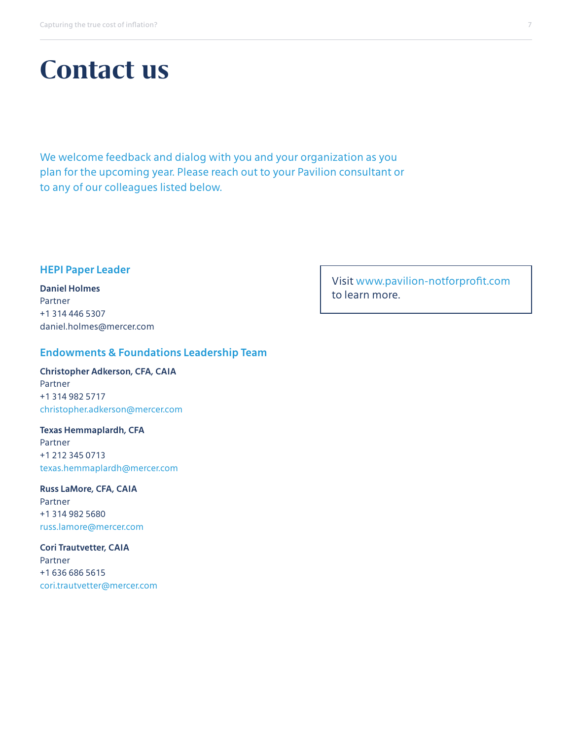# Contact us

We welcome feedback and dialog with you and your organization as you plan for the upcoming year. Please reach out to your Pavilion consultant or to any of our colleagues listed below.

## HEPI Paper Leader

**Daniel Holmes**
Partner
+1 314 446 5307
daniel.holmes@mercer.com

## Endowments & Foundations Leadership Team

**Christopher Adkerson, CFA, CAIA**
Partner
+1 314 982 5717
christopher.adkerson@mercer.com

**Texas Hemmaplardh, CFA**
Partner
+1 212 345 0713
texas.hemmaplardh@mercer.com

**Russ LaMore, CFA, CAIA**
Partner
+1 314 982 5680
russ.lamore@mercer.com

**Cori Trautvetter, CAIA**
Partner
+1 636 686 5615
cori.trautvetter@mercer.com

Visit www.pavilion-notforprofit.com to learn more.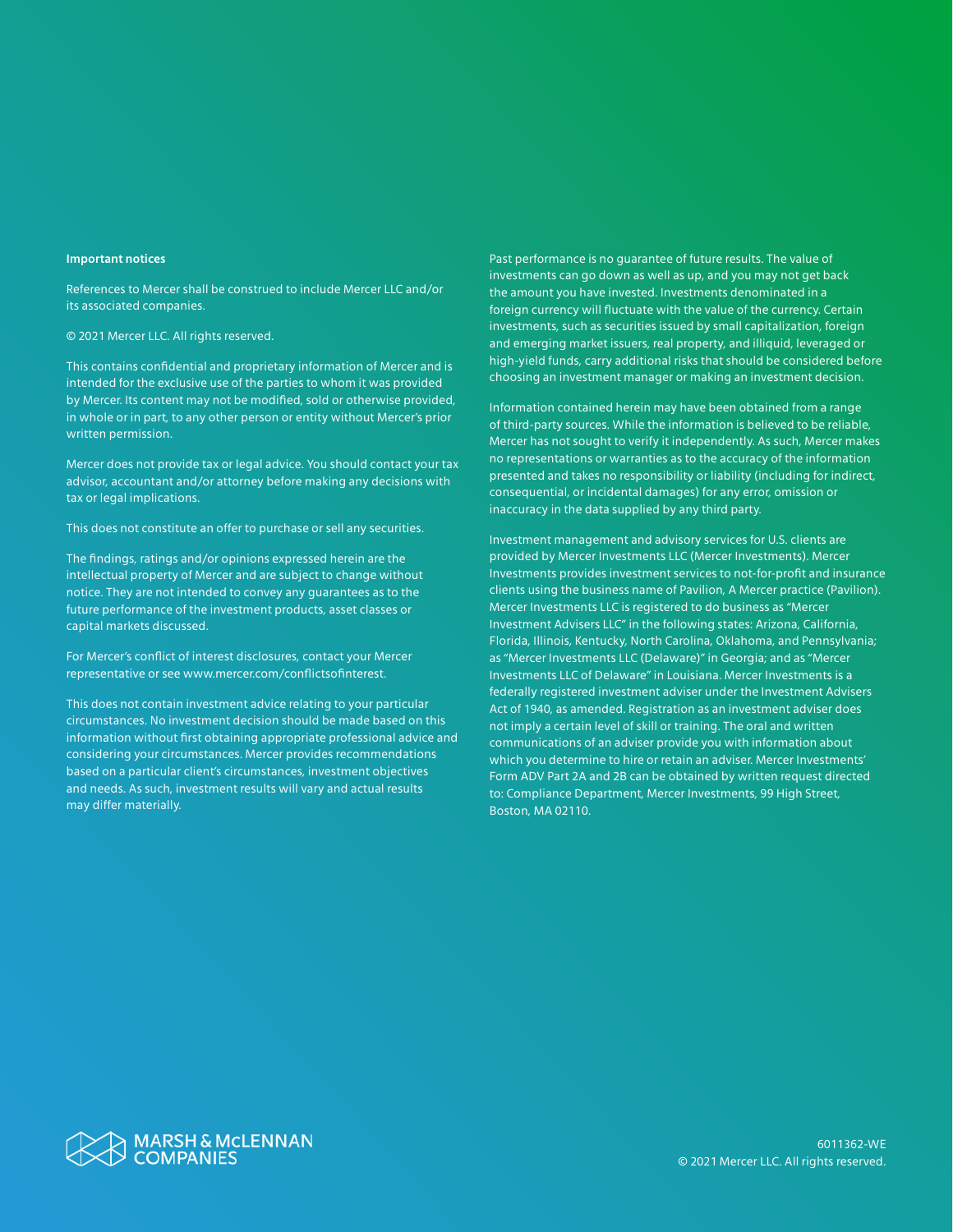**Important notices**

References to Mercer shall be construed to include Mercer LLC and/or its associated companies.

© 2021 Mercer LLC. All rights reserved.

This contains confidential and proprietary information of Mercer and is intended for the exclusive use of the parties to whom it was provided by Mercer. Its content may not be modified, sold or otherwise provided, in whole or in part, to any other person or entity without Mercer's prior written permission.

Mercer does not provide tax or legal advice. You should contact your tax advisor, accountant and/or attorney before making any decisions with tax or legal implications.

This does not constitute an offer to purchase or sell any securities.

The findings, ratings and/or opinions expressed herein are the intellectual property of Mercer and are subject to change without notice. They are not intended to convey any guarantees as to the future performance of the investment products, asset classes or capital markets discussed.

For Mercer's conflict of interest disclosures, contact your Mercer representative or see www.mercer.com/conflictsofinterest.

This does not contain investment advice relating to your particular circumstances. No investment decision should be made based on this information without first obtaining appropriate professional advice and considering your circumstances. Mercer provides recommendations based on a particular client's circumstances, investment objectives and needs. As such, investment results will vary and actual results may differ materially.

Past performance is no guarantee of future results. The value of investments can go down as well as up, and you may not get back the amount you have invested. Investments denominated in a foreign currency will fluctuate with the value of the currency. Certain investments, such as securities issued by small capitalization, foreign and emerging market issuers, real property, and illiquid, leveraged or high-yield funds, carry additional risks that should be considered before choosing an investment manager or making an investment decision.

Information contained herein may have been obtained from a range of third-party sources. While the information is believed to be reliable, Mercer has not sought to verify it independently. As such, Mercer makes no representations or warranties as to the accuracy of the information presented and takes no responsibility or liability (including for indirect, consequential, or incidental damages) for any error, omission or inaccuracy in the data supplied by any third party.

Investment management and advisory services for U.S. clients are provided by Mercer Investments LLC (Mercer Investments). Mercer Investments provides investment services to not-for-profit and insurance clients using the business name of Pavilion, A Mercer practice (Pavilion). Mercer Investments LLC is registered to do business as "Mercer Investment Advisers LLC" in the following states: Arizona, California, Florida, Illinois, Kentucky, North Carolina, Oklahoma, and Pennsylvania; as "Mercer Investments LLC (Delaware)" in Georgia; and as "Mercer Investments LLC of Delaware" in Louisiana. Mercer Investments is a federally registered investment adviser under the Investment Advisers Act of 1940, as amended. Registration as an investment adviser does not imply a certain level of skill or training. The oral and written communications of an adviser provide you with information about which you determine to hire or retain an adviser. Mercer Investments' Form ADV Part 2A and 2B can be obtained by written request directed to: Compliance Department, Mercer Investments, 99 High Street, Boston, MA 02110.

MARSH & McLENNAN COMPANIES

6011362-WE
© 2021 Mercer LLC. All rights reserved.